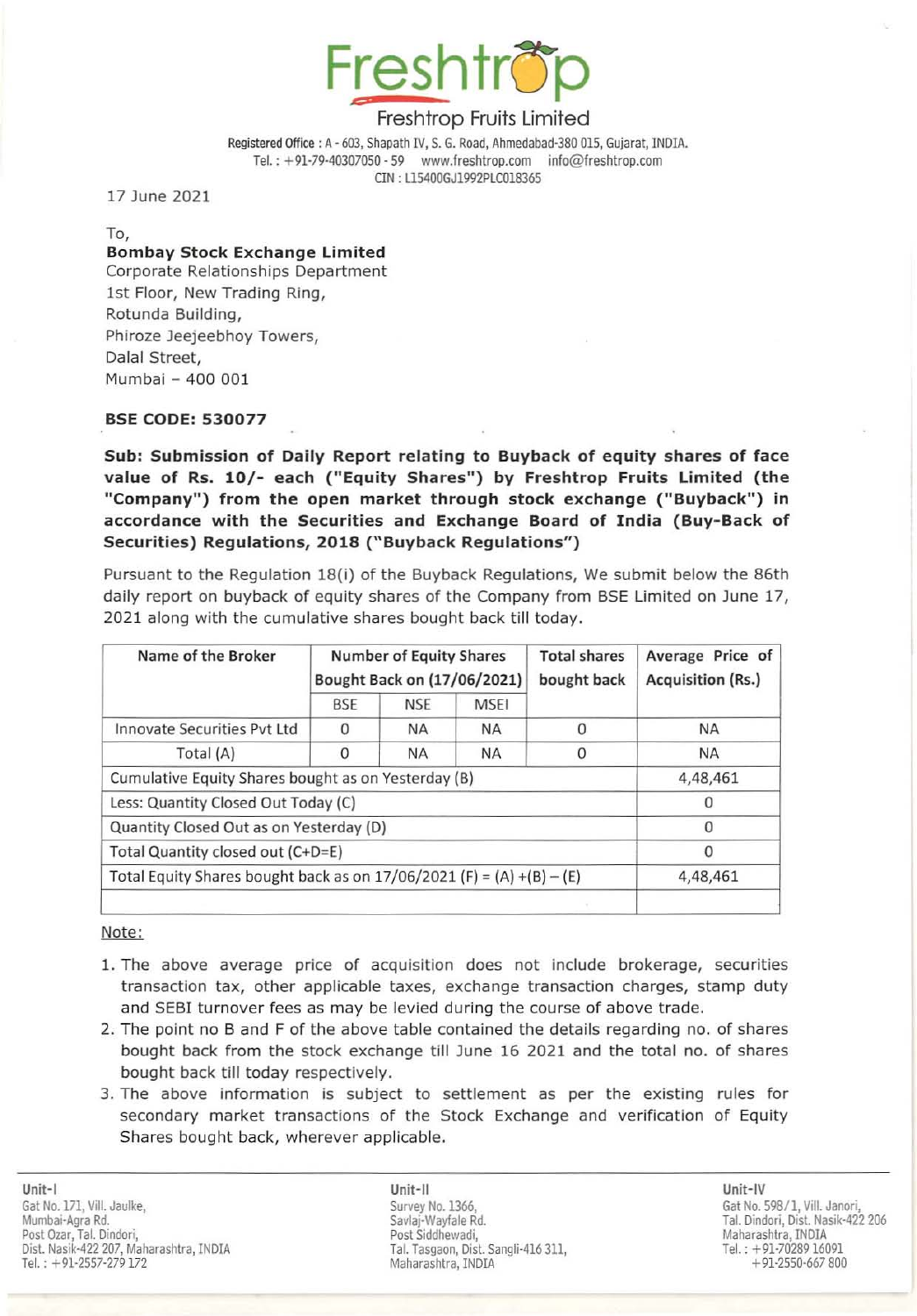# Freshtrop

## Freshtrop Fruits Limited

**Registered Office** : A - 603, Shapath IV, S. G. Road, Ahmedabad-380 015, Gujarat, INDIA.
Tel. : +91-79-40307050 - 59 www.freshtrop.com info@freshtrop.com
CIN : L15400GJ1992PLC018365

17 June 2021

To,
**Bombay Stock Exchange Limited**
Corporate Relationships Department
1st Floor, New Trading Ring,
Rotunda Building,
Phiroze Jeejeebhoy Towers,
Dalal Street,
Mumbai – 400 001

**BSE CODE: 530077**

**Sub: Submission of Daily Report relating to Buyback of equity shares of face value of Rs. 10/- each ("Equity Shares") by Freshtrop Fruits Limited (the "Company") from the open market through stock exchange ("Buyback") in accordance with the Securities and Exchange Board of India (Buy-Back of Securities) Regulations, 2018 ("Buyback Regulations")**

Pursuant to the Regulation 18(i) of the Buyback Regulations, We submit below the 86th daily report on buyback of equity shares of the Company from BSE Limited on June 17, 2021 along with the cumulative shares bought back till today.

| Name of the Broker | Number of Equity Shares Bought Back on (17/06/2021) | | | Total shares bought back | Average Price of Acquisition (Rs.) |
|---|---|---|---|---|---|
| | BSE | NSE | MSEI | | |
| Innovate Securities Pvt Ltd | 0 | NA | NA | 0 | NA |
| Total (A) | 0 | NA | NA | 0 | NA |
| Cumulative Equity Shares bought as on Yesterday (B) | | | | | 4,48,461 |
| Less: Quantity Closed Out Today (C) | | | | | 0 |
| Quantity Closed Out as on Yesterday (D) | | | | | 0 |
| Total Quantity closed out (C+D=E) | | | | | 0 |
| Total Equity Shares bought back as on 17/06/2021 (F) = (A) +(B) – (E) | | | | | 4,48,461 |

Note:

1. The above average price of acquisition does not include brokerage, securities transaction tax, other applicable taxes, exchange transaction charges, stamp duty and SEBI turnover fees as may be levied during the course of above trade.
2. The point no B and F of the above table contained the details regarding no. of shares bought back from the stock exchange till June 16 2021 and the total no. of shares bought back till today respectively.
3. The above information is subject to settlement as per the existing rules for secondary market transactions of the Stock Exchange and verification of Equity Shares bought back, wherever applicable.

**Unit-I**
Gat No. 171, Vill. Jaulke,
Mumbai-Agra Rd.
Post Ozar, Tal. Dindori,
Dist. Nasik-422 207, Maharashtra, INDIA
Tel. : +91-2557-279 172

**Unit-II**
Survey No. 1366,
Savlaj-Wayfale Rd.
Post Siddhewadi,
Tal. Tasgaon, Dist. Sangli-416 311,
Maharashtra, INDIA

**Unit-IV**
Gat No. 598/1, Vill. Janori,
Tal. Dindori, Dist. Nasik-422 206
Maharashtra, INDIA
Tel. : +91-70289 16091
+91-2550-667 800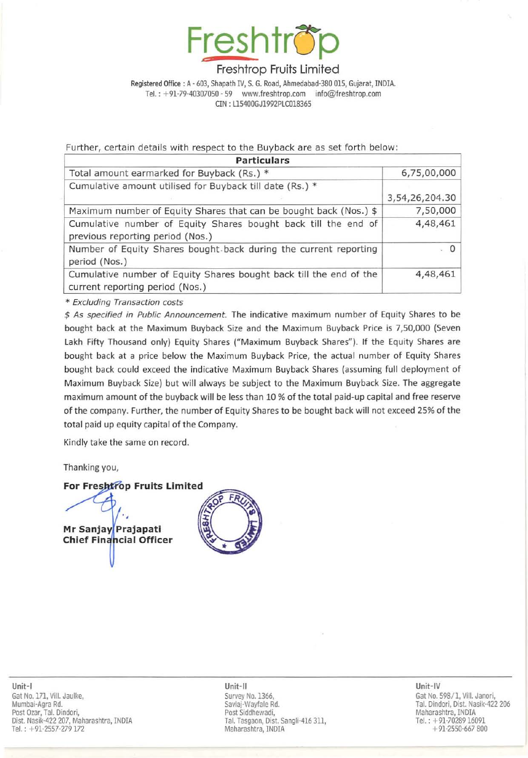Further, certain details with respect to the Buyback are as set forth below:

| Particulars | |
|---|---|
| Total amount earmarked for Buyback (Rs.) * | 6,75,00,000 |
| Cumulative amount utilised for Buyback till date (Rs.) * | 3,54,26,204.30 |
| Maximum number of Equity Shares that can be bought back (Nos.) $ | 7,50,000 |
| Cumulative number of Equity Shares bought back till the end of previous reporting period (Nos.) | 4,48,461 |
| Number of Equity Shares bought back during the current reporting period (Nos.) | 0 |
| Cumulative number of Equity Shares bought back till the end of the current reporting period (Nos.) | 4,48,461 |

* *Excluding Transaction costs*

$ *As specified in Public Announcement.* The indicative maximum number of Equity Shares to be bought back at the Maximum Buyback Size and the Maximum Buyback Price is 7,50,000 (Seven Lakh Fifty Thousand only) Equity Shares ("Maximum Buyback Shares"). If the Equity Shares are bought back at a price below the Maximum Buyback Price, the actual number of Equity Shares bought back could exceed the indicative Maximum Buyback Shares (assuming full deployment of Maximum Buyback Size) but will always be subject to the Maximum Buyback Size. The aggregate maximum amount of the buyback will be less than 10 % of the total paid-up capital and free reserve of the company. Further, the number of Equity Shares to be bought back will not exceed 25% of the total paid up equity capital of the Company.

Kindly take the same on record.

Thanking you,

**For Freshtrop Fruits Limited**

**Mr Sanjay Prajapati**
**Chief Financial Officer**

**Unit-I**
Gat No. 171, Vill. Jaulke,
Mumbai-Agra Rd.
Post Ozar, Tal. Dindori,
Dist. Nasik-422 207, Maharashtra, INDIA
Tel.: +91-2557-279 172

**Unit-II**
Survey No. 1366,
Savlaj-Wayfale Rd.
Post Siddhewadi,
Tal. Tasgaon, Dist. Sangli-416 311,
Maharashtra, INDIA

**Unit-IV**
Gat No. 598/1, Vill. Janori,
Tal. Dindori, Dist. Nasik-422 206
Maharashtra, INDIA
Tel.: +91-70289 16091
+91-2550-667 800